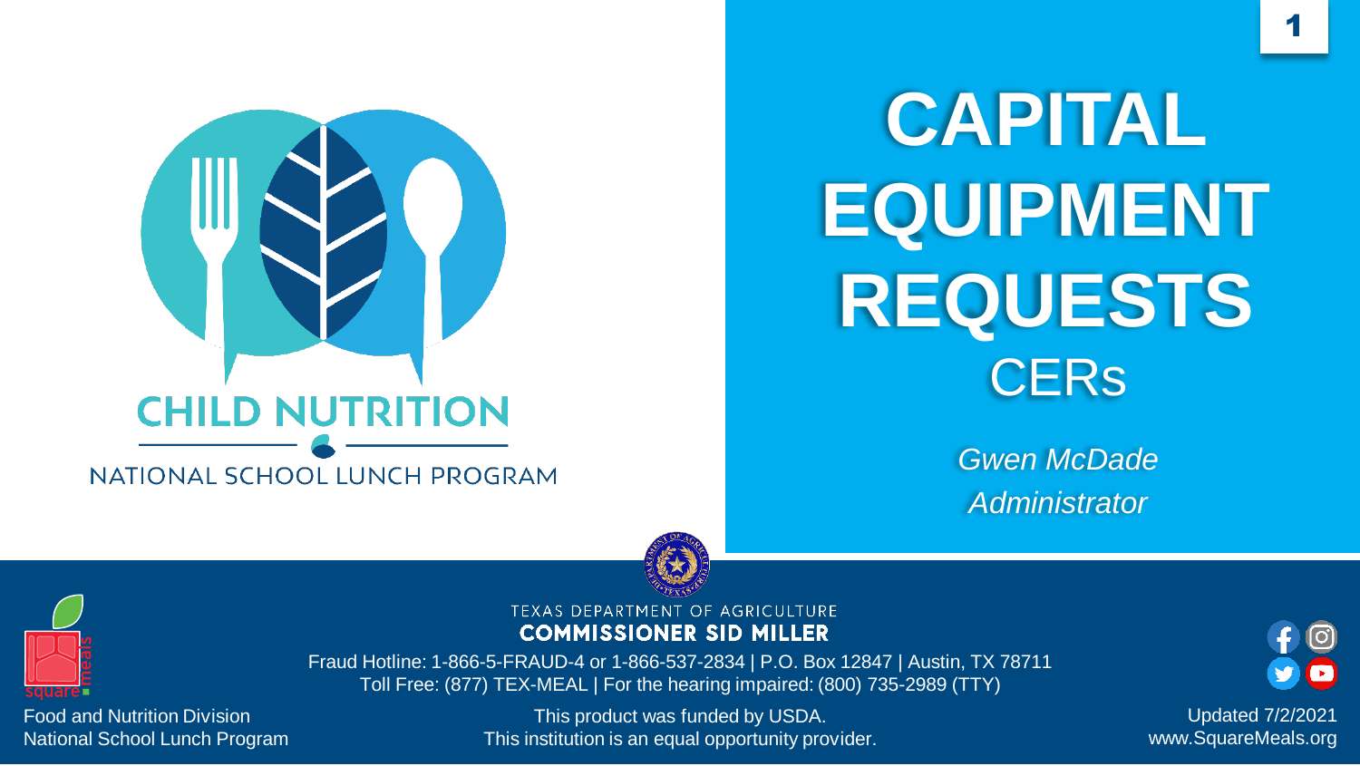CHILD NUTRITION

NATIONAL SCHOOL LUNCH PROGRAM

# CAPITAL EQUIPMENT REQUESTS

## CERs

*Gwen McDade*

*Administrator*

TEXAS DEPARTMENT OF AGRICULTURE

**COMMISSIONER SID MILLER**

Fraud Hotline: 1-866-5-FRAUD-4 or 1-866-537-2834 | P.O. Box 12847 | Austin, TX 78711

Toll Free: (877) TEX-MEAL | For the hearing impaired: (800) 735-2989 (TTY)

Food and Nutrition Division
National School Lunch Program

This product was funded by USDA.
This institution is an equal opportunity provider.

Updated 7/2/2021
www.SquareMeals.org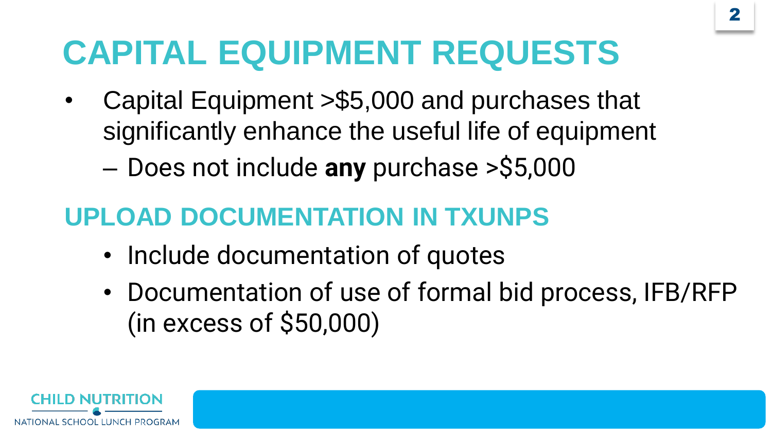# CAPITAL EQUIPMENT REQUESTS

- Capital Equipment >$5,000 and purchases that significantly enhance the useful life of equipment
  - Does not include **any** purchase >$5,000

## UPLOAD DOCUMENTATION IN TXUNPS

- Include documentation of quotes
- Documentation of use of formal bid process, IFB/RFP (in excess of $50,000)

CHILD NUTRITION
NATIONAL SCHOOL LUNCH PROGRAM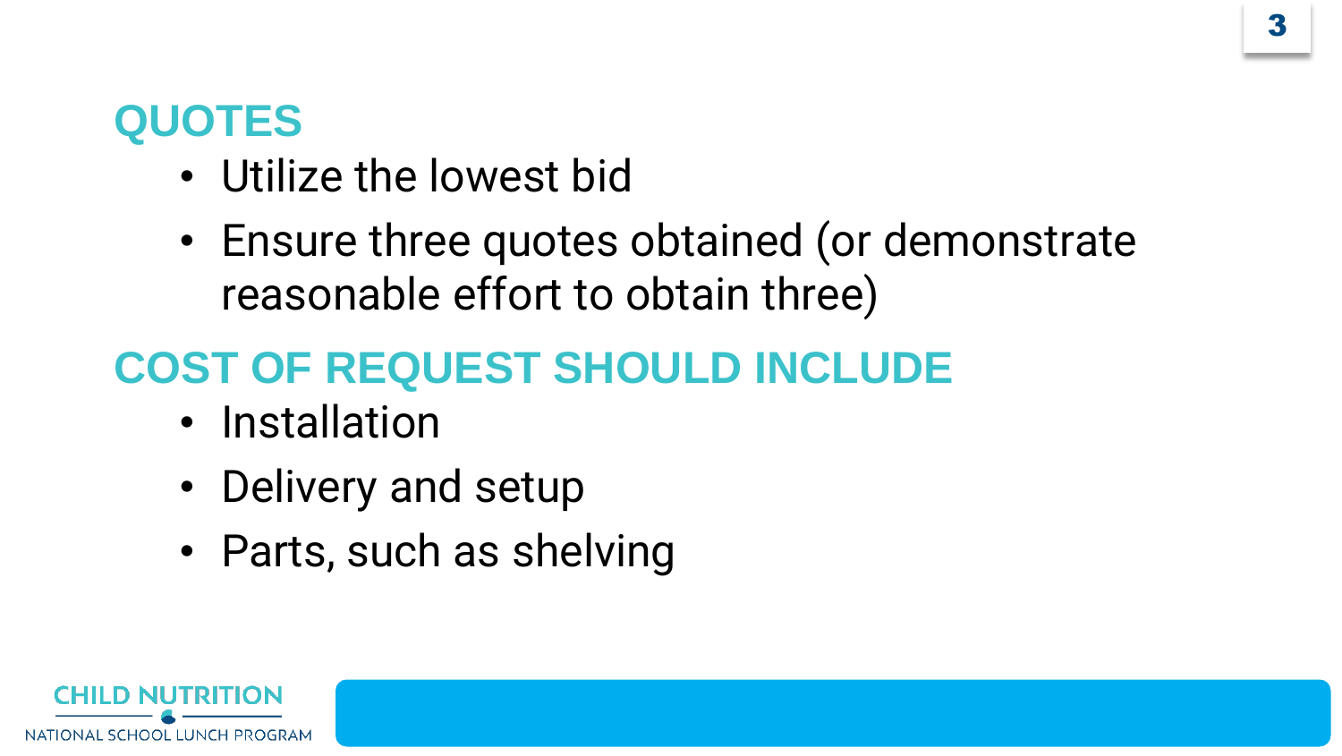## QUOTES

- Utilize the lowest bid
- Ensure three quotes obtained (or demonstrate reasonable effort to obtain three)

## COST OF REQUEST SHOULD INCLUDE

- Installation
- Delivery and setup
- Parts, such as shelving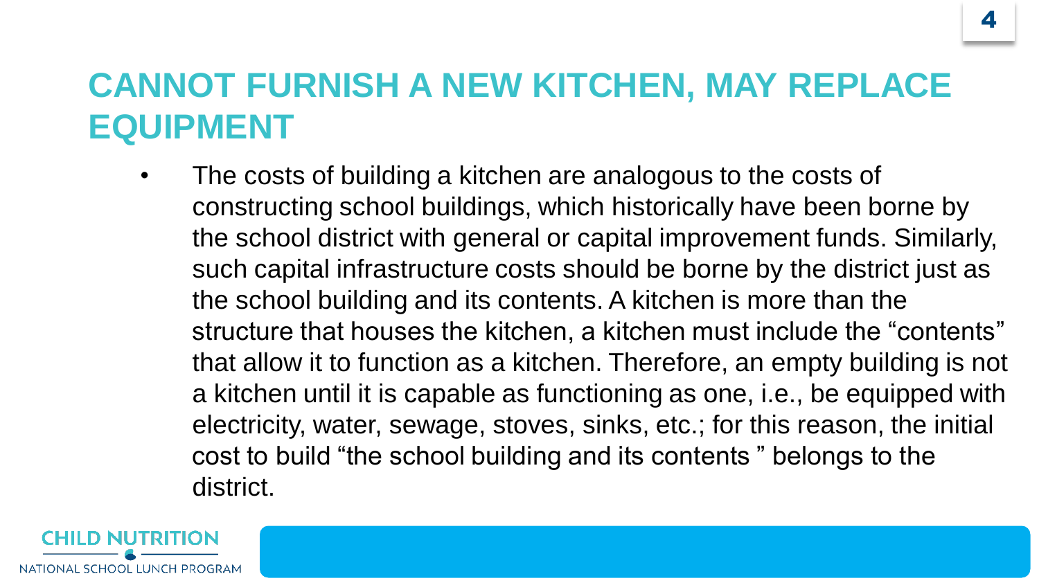# CANNOT FURNISH A NEW KITCHEN, MAY REPLACE EQUIPMENT

- The costs of building a kitchen are analogous to the costs of constructing school buildings, which historically have been borne by the school district with general or capital improvement funds. Similarly, such capital infrastructure costs should be borne by the district just as the school building and its contents. A kitchen is more than the structure that houses the kitchen, a kitchen must include the "contents" that allow it to function as a kitchen. Therefore, an empty building is not a kitchen until it is capable as functioning as one, i.e., be equipped with electricity, water, sewage, stoves, sinks, etc.; for this reason, the initial cost to build "the school building and its contents " belongs to the district.

CHILD NUTRITION
NATIONAL SCHOOL LUNCH PROGRAM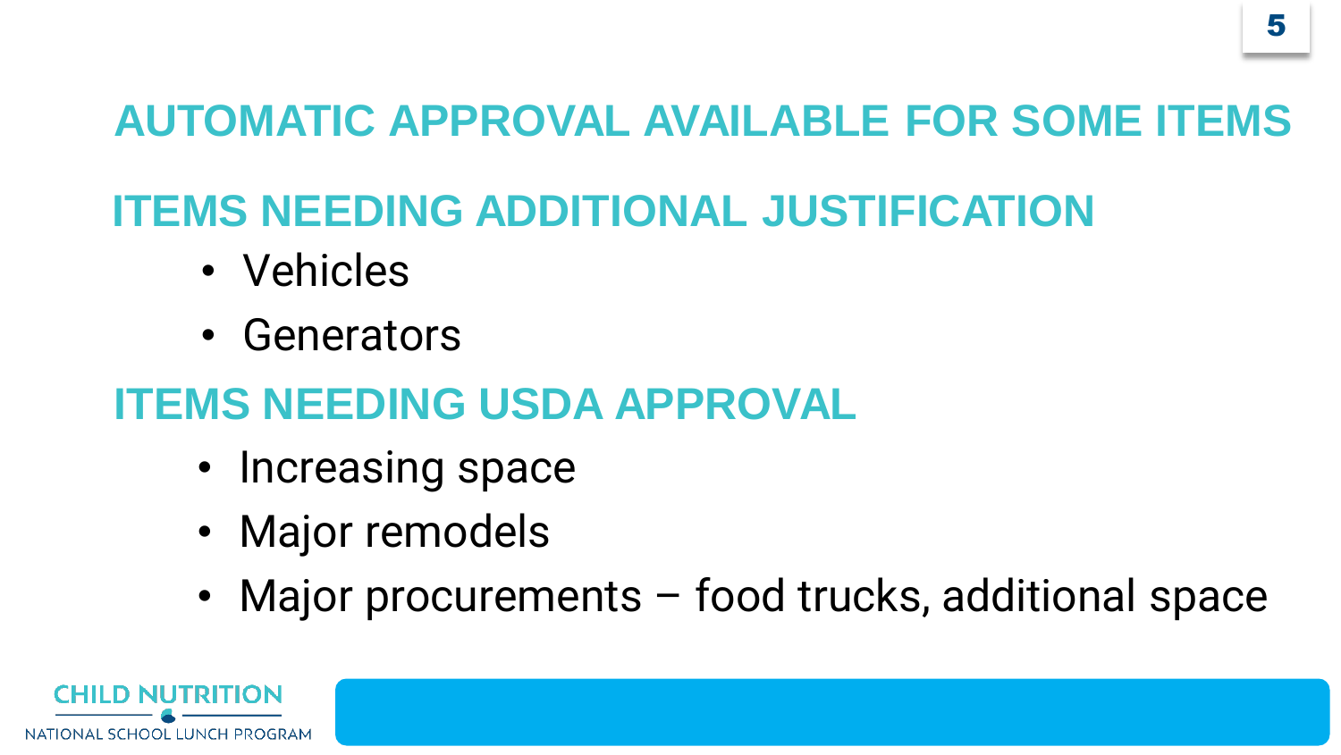# AUTOMATIC APPROVAL AVAILABLE FOR SOME ITEMS

## ITEMS NEEDING ADDITIONAL JUSTIFICATION

- Vehicles
- Generators

## ITEMS NEEDING USDA APPROVAL

- Increasing space
- Major remodels
- Major procurements – food trucks, additional space

CHILD NUTRITION
NATIONAL SCHOOL LUNCH PROGRAM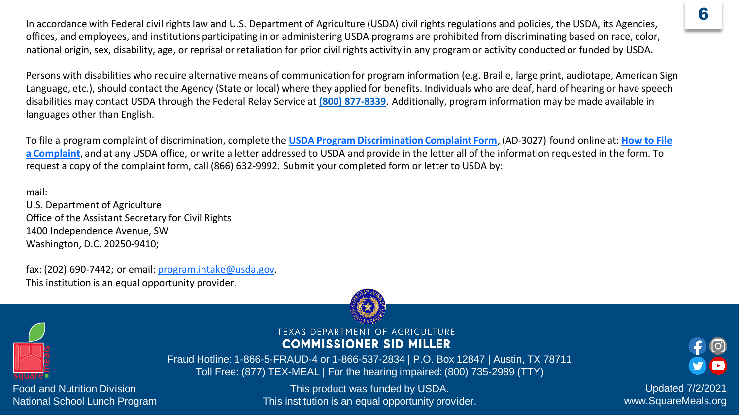In accordance with Federal civil rights law and U.S. Department of Agriculture (USDA) civil rights regulations and policies, the USDA, its Agencies, offices, and employees, and institutions participating in or administering USDA programs are prohibited from discriminating based on race, color, national origin, sex, disability, age, or reprisal or retaliation for prior civil rights activity in any program or activity conducted or funded by USDA.

Persons with disabilities who require alternative means of communication for program information (e.g. Braille, large print, audiotape, American Sign Language, etc.), should contact the Agency (State or local) where they applied for benefits. Individuals who are deaf, hard of hearing or have speech disabilities may contact USDA through the Federal Relay Service at **(800) 877-8339**. Additionally, program information may be made available in languages other than English.

To file a program complaint of discrimination, complete the **USDA Program Discrimination Complaint Form**, (AD-3027) found online at: **How to File a Complaint**, and at any USDA office, or write a letter addressed to USDA and provide in the letter all of the information requested in the form. To request a copy of the complaint form, call (866) 632-9992. Submit your completed form or letter to USDA by:

mail:
U.S. Department of Agriculture
Office of the Assistant Secretary for Civil Rights
1400 Independence Avenue, SW
Washington, D.C. 20250-9410;

fax: (202) 690-7442; or email: program.intake@usda.gov.
This institution is an equal opportunity provider.

TEXAS DEPARTMENT OF AGRICULTURE
**COMMISSIONER SID MILLER**

Fraud Hotline: 1-866-5-FRAUD-4 or 1-866-537-2834 | P.O. Box 12847 | Austin, TX 78711
Toll Free: (877) TEX-MEAL | For the hearing impaired: (800) 735-2989 (TTY)

Food and Nutrition Division
National School Lunch Program

This product was funded by USDA.
This institution is an equal opportunity provider.

Updated 7/2/2021
www.SquareMeals.org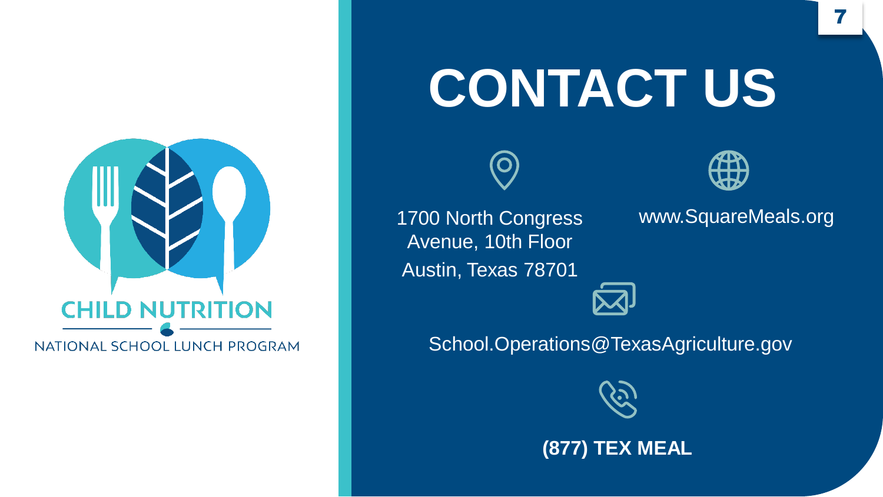CHILD NUTRITION

NATIONAL SCHOOL LUNCH PROGRAM

# CONTACT US

1700 North Congress Avenue, 10th Floor
Austin, Texas 78701

www.SquareMeals.org

School.Operations@TexasAgriculture.gov

**(877) TEX MEAL**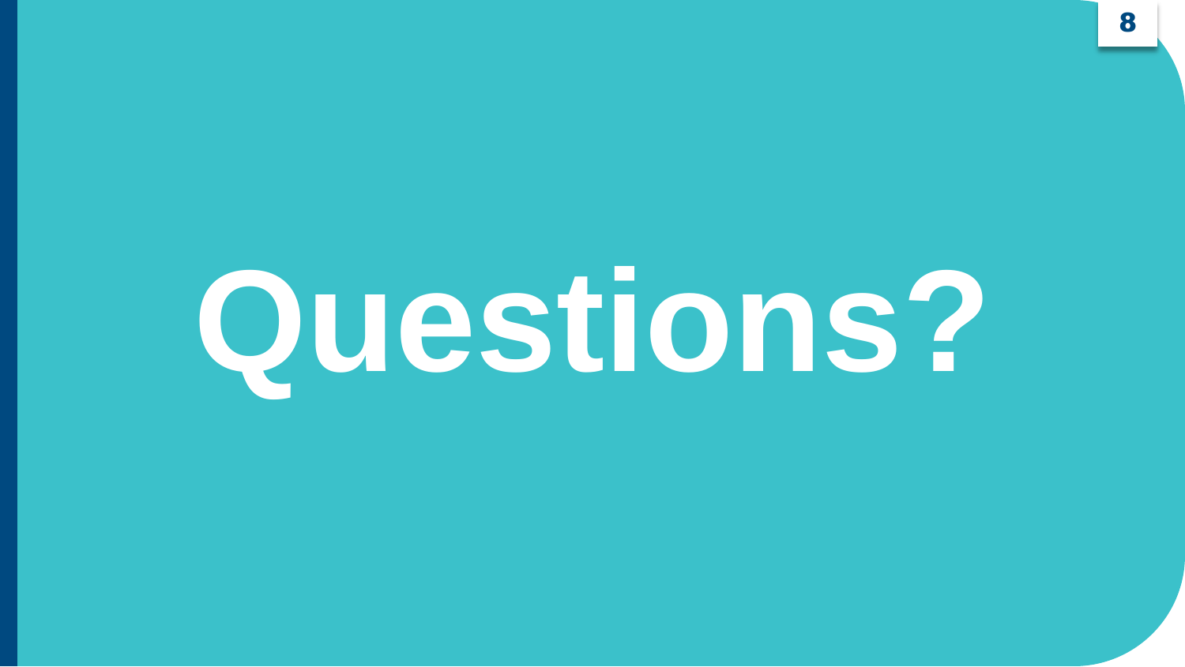# Questions?